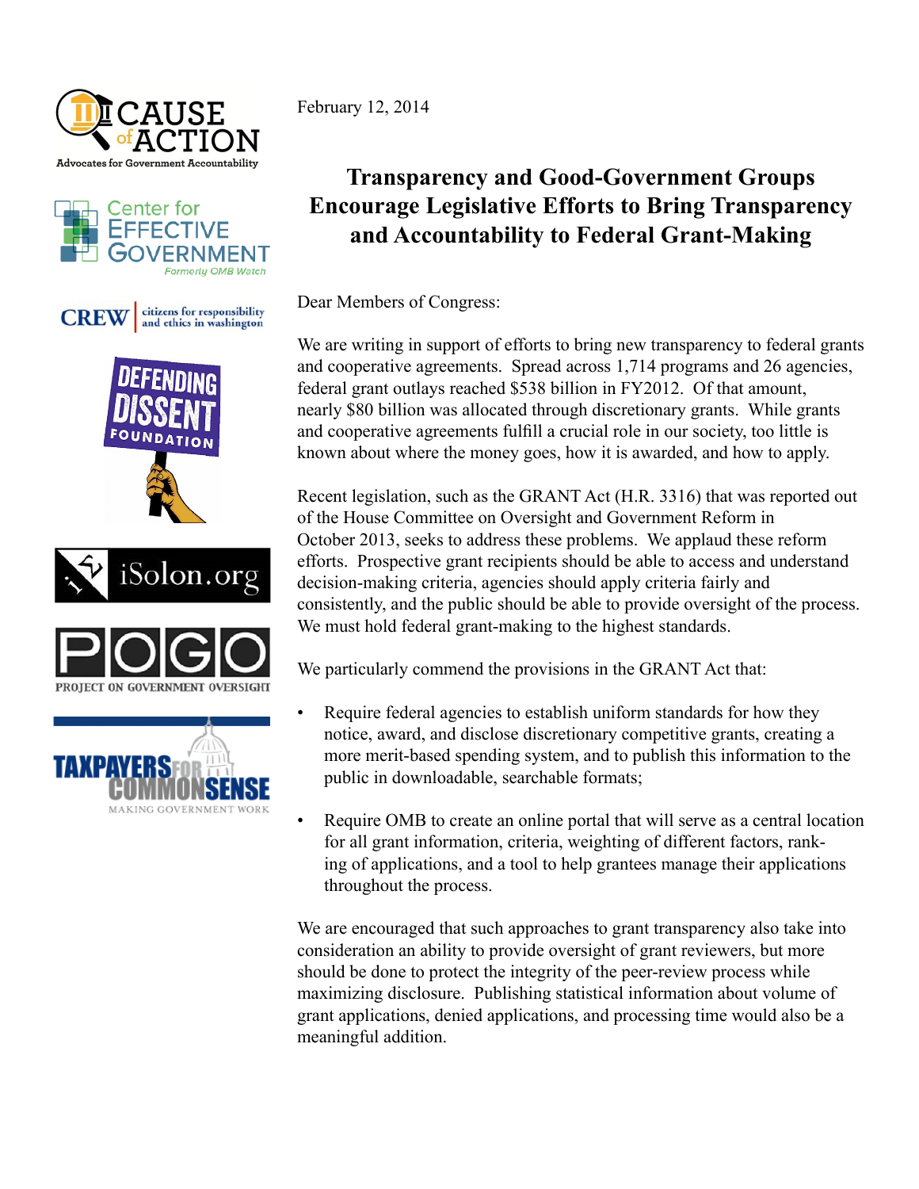Cause of Action — Advocates for Government Accountability

Center for Effective Government — Formerly OMB Watch

CREW — citizens for responsibility and ethics in washington

Defending Dissent Foundation

iSolon.org

POGO — Project On Government Oversight

Taxpayers for Common Sense — Making Government Work

February 12, 2014

# Transparency and Good-Government Groups Encourage Legislative Efforts to Bring Transparency and Accountability to Federal Grant-Making

Dear Members of Congress:

We are writing in support of efforts to bring new transparency to federal grants and cooperative agreements. Spread across 1,714 programs and 26 agencies, federal grant outlays reached $538 billion in FY2012. Of that amount, nearly $80 billion was allocated through discretionary grants. While grants and cooperative agreements fulfill a crucial role in our society, too little is known about where the money goes, how it is awarded, and how to apply.

Recent legislation, such as the GRANT Act (H.R. 3316) that was reported out of the House Committee on Oversight and Government Reform in October 2013, seeks to address these problems. We applaud these reform efforts. Prospective grant recipients should be able to access and understand decision-making criteria, agencies should apply criteria fairly and consistently, and the public should be able to provide oversight of the process. We must hold federal grant-making to the highest standards.

We particularly commend the provisions in the GRANT Act that:

- Require federal agencies to establish uniform standards for how they notice, award, and disclose discretionary competitive grants, creating a more merit-based spending system, and to publish this information to the public in downloadable, searchable formats;
- Require OMB to create an online portal that will serve as a central location for all grant information, criteria, weighting of different factors, ranking of applications, and a tool to help grantees manage their applications throughout the process.

We are encouraged that such approaches to grant transparency also take into consideration an ability to provide oversight of grant reviewers, but more should be done to protect the integrity of the peer-review process while maximizing disclosure. Publishing statistical information about volume of grant applications, denied applications, and processing time would also be a meaningful addition.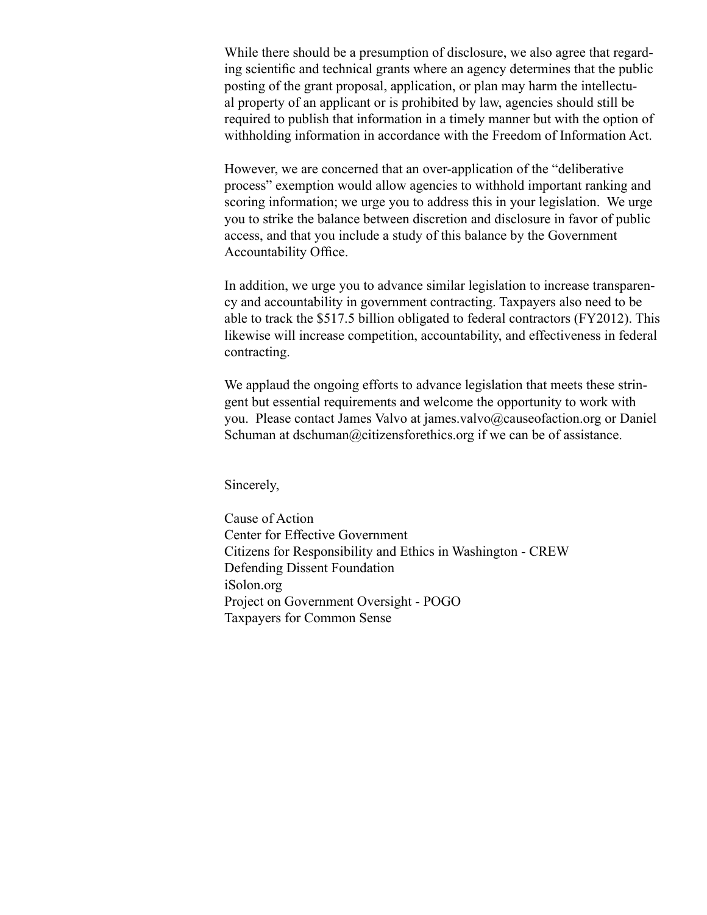While there should be a presumption of disclosure, we also agree that regarding scientific and technical grants where an agency determines that the public posting of the grant proposal, application, or plan may harm the intellectual property of an applicant or is prohibited by law, agencies should still be required to publish that information in a timely manner but with the option of withholding information in accordance with the Freedom of Information Act.

However, we are concerned that an over-application of the "deliberative process" exemption would allow agencies to withhold important ranking and scoring information; we urge you to address this in your legislation. We urge you to strike the balance between discretion and disclosure in favor of public access, and that you include a study of this balance by the Government Accountability Office.

In addition, we urge you to advance similar legislation to increase transparency and accountability in government contracting. Taxpayers also need to be able to track the $517.5 billion obligated to federal contractors (FY2012). This likewise will increase competition, accountability, and effectiveness in federal contracting.

We applaud the ongoing efforts to advance legislation that meets these stringent but essential requirements and welcome the opportunity to work with you. Please contact James Valvo at james.valvo@causeofaction.org or Daniel Schuman at dschuman@citizensforethics.org if we can be of assistance.

Sincerely,

Cause of Action  
Center for Effective Government  
Citizens for Responsibility and Ethics in Washington - CREW  
Defending Dissent Foundation  
iSolon.org  
Project on Government Oversight - POGO  
Taxpayers for Common Sense